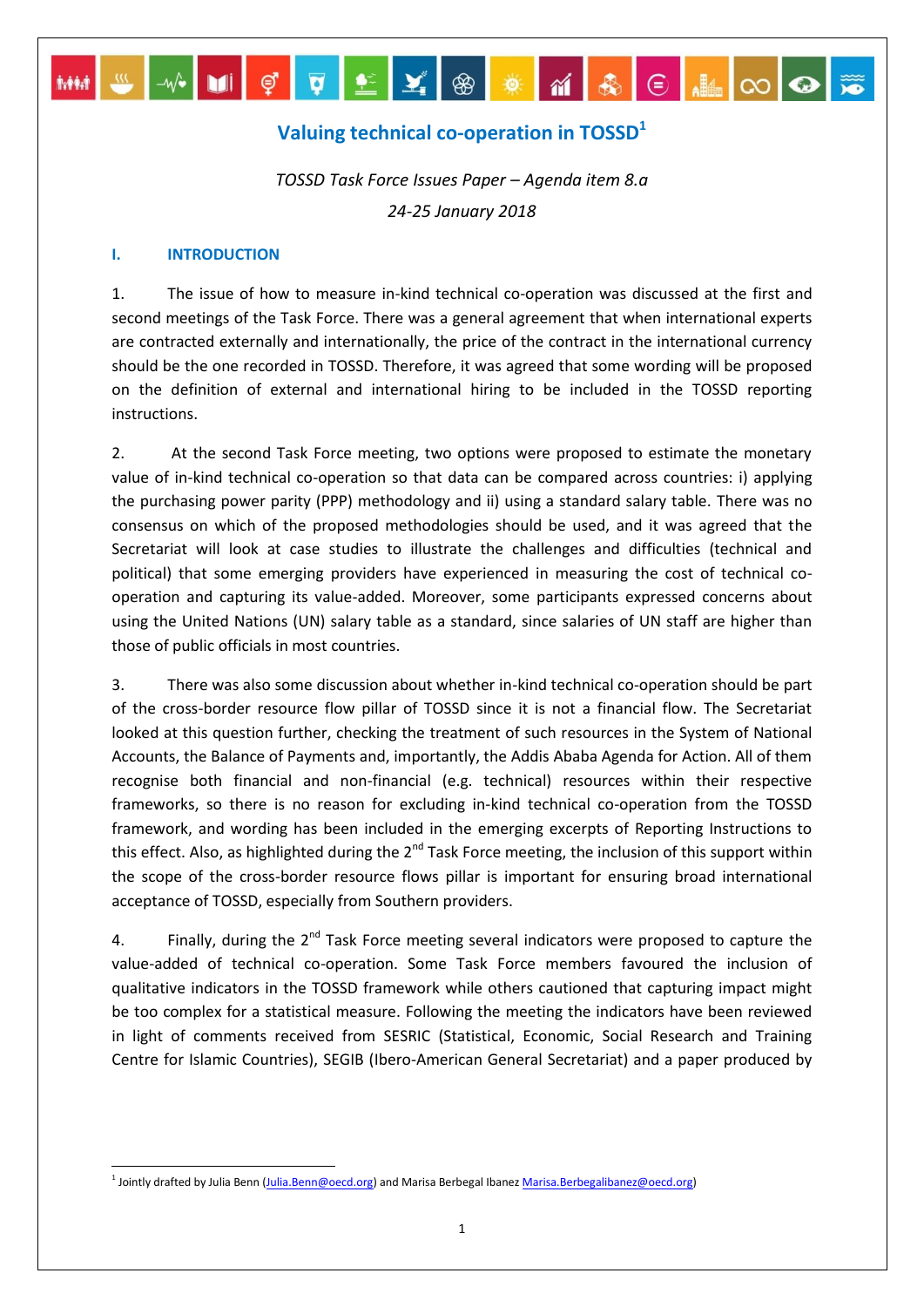# Valuing technical co-operation in TOSSD[1]

*TOSSD Task Force Issues Paper – Agenda item 8.a*

*24-25 January 2018*

## I. INTRODUCTION

1. The issue of how to measure in-kind technical co-operation was discussed at the first and second meetings of the Task Force. There was a general agreement that when international experts are contracted externally and internationally, the price of the contract in the international currency should be the one recorded in TOSSD. Therefore, it was agreed that some wording will be proposed on the definition of external and international hiring to be included in the TOSSD reporting instructions.

2. At the second Task Force meeting, two options were proposed to estimate the monetary value of in-kind technical co-operation so that data can be compared across countries: i) applying the purchasing power parity (PPP) methodology and ii) using a standard salary table. There was no consensus on which of the proposed methodologies should be used, and it was agreed that the Secretariat will look at case studies to illustrate the challenges and difficulties (technical and political) that some emerging providers have experienced in measuring the cost of technical co-operation and capturing its value-added. Moreover, some participants expressed concerns about using the United Nations (UN) salary table as a standard, since salaries of UN staff are higher than those of public officials in most countries.

3. There was also some discussion about whether in-kind technical co-operation should be part of the cross-border resource flow pillar of TOSSD since it is not a financial flow. The Secretariat looked at this question further, checking the treatment of such resources in the System of National Accounts, the Balance of Payments and, importantly, the Addis Ababa Agenda for Action. All of them recognise both financial and non-financial (e.g. technical) resources within their respective frameworks, so there is no reason for excluding in-kind technical co-operation from the TOSSD framework, and wording has been included in the emerging excerpts of Reporting Instructions to this effect. Also, as highlighted during the 2nd Task Force meeting, the inclusion of this support within the scope of the cross-border resource flows pillar is important for ensuring broad international acceptance of TOSSD, especially from Southern providers.

4. Finally, during the 2nd Task Force meeting several indicators were proposed to capture the value-added of technical co-operation. Some Task Force members favoured the inclusion of qualitative indicators in the TOSSD framework while others cautioned that capturing impact might be too complex for a statistical measure. Following the meeting the indicators have been reviewed in light of comments received from SESRIC (Statistical, Economic, Social Research and Training Centre for Islamic Countries), SEGIB (Ibero-American General Secretariat) and a paper produced by

---

[1] Jointly drafted by Julia Benn (Julia.Benn@oecd.org) and Marisa Berbegal Ibanez Marisa.Berbegalibanez@oecd.org)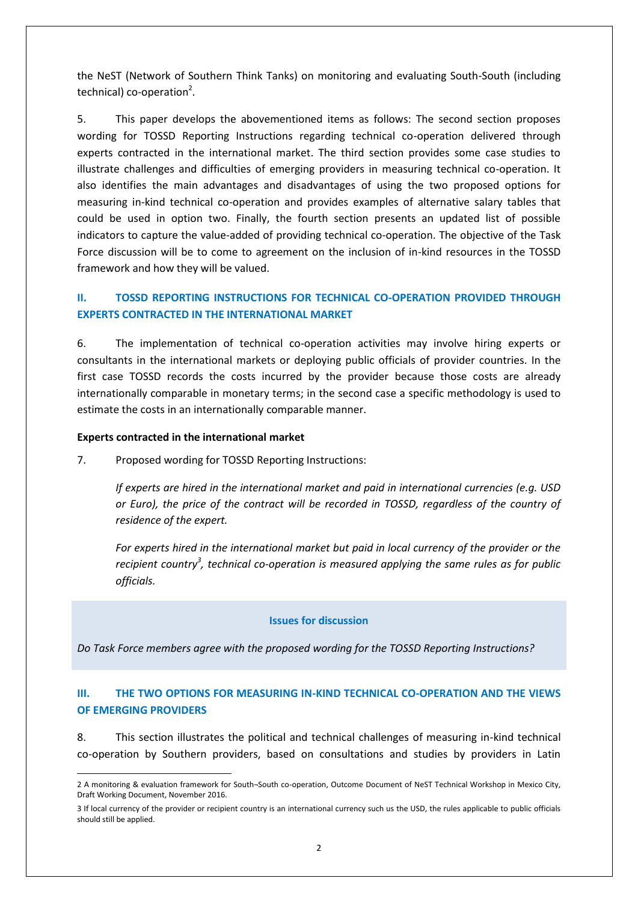the NeST (Network of Southern Think Tanks) on monitoring and evaluating South-South (including technical) co-operation[2].

5. This paper develops the abovementioned items as follows: The second section proposes wording for TOSSD Reporting Instructions regarding technical co-operation delivered through experts contracted in the international market. The third section provides some case studies to illustrate challenges and difficulties of emerging providers in measuring technical co-operation. It also identifies the main advantages and disadvantages of using the two proposed options for measuring in-kind technical co-operation and provides examples of alternative salary tables that could be used in option two. Finally, the fourth section presents an updated list of possible indicators to capture the value-added of providing technical co-operation. The objective of the Task Force discussion will be to come to agreement on the inclusion of in-kind resources in the TOSSD framework and how they will be valued.

## II. TOSSD REPORTING INSTRUCTIONS FOR TECHNICAL CO-OPERATION PROVIDED THROUGH EXPERTS CONTRACTED IN THE INTERNATIONAL MARKET

6. The implementation of technical co-operation activities may involve hiring experts or consultants in the international markets or deploying public officials of provider countries. In the first case TOSSD records the costs incurred by the provider because those costs are already internationally comparable in monetary terms; in the second case a specific methodology is used to estimate the costs in an internationally comparable manner.

**Experts contracted in the international market**

7. Proposed wording for TOSSD Reporting Instructions:

> *If experts are hired in the international market and paid in international currencies (e.g. USD or Euro), the price of the contract will be recorded in TOSSD, regardless of the country of residence of the expert.*
>
> *For experts hired in the international market but paid in local currency of the provider or the recipient country[3], technical co-operation is measured applying the same rules as for public officials.*

**Issues for discussion**

*Do Task Force members agree with the proposed wording for the TOSSD Reporting Instructions?*

## III. THE TWO OPTIONS FOR MEASURING IN-KIND TECHNICAL CO-OPERATION AND THE VIEWS OF EMERGING PROVIDERS

8. This section illustrates the political and technical challenges of measuring in-kind technical co-operation by Southern providers, based on consultations and studies by providers in Latin

---

2 A monitoring & evaluation framework for South-South co-operation, Outcome Document of NeST Technical Workshop in Mexico City, Draft Working Document, November 2016.

3 If local currency of the provider or recipient country is an international currency such us the USD, the rules applicable to public officials should still be applied.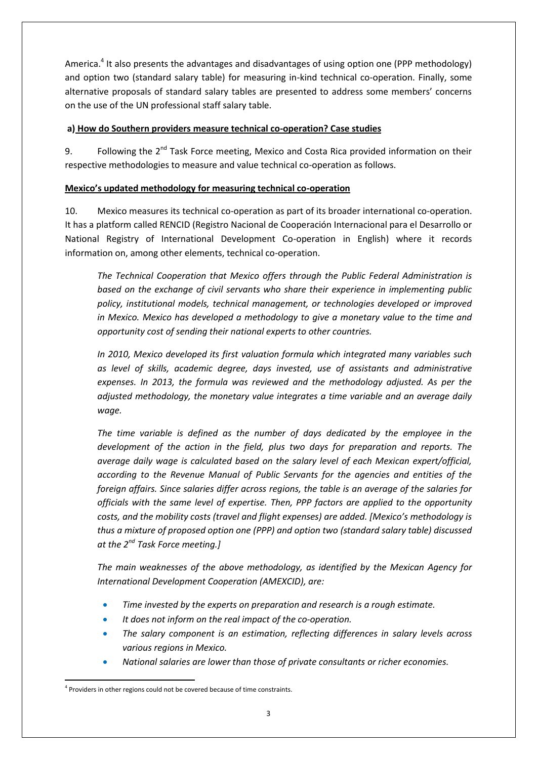America.[4] It also presents the advantages and disadvantages of using option one (PPP methodology) and option two (standard salary table) for measuring in-kind technical co-operation. Finally, some alternative proposals of standard salary tables are presented to address some members' concerns on the use of the UN professional staff salary table.

**a) How do Southern providers measure technical co-operation? Case studies**

9. Following the 2nd Task Force meeting, Mexico and Costa Rica provided information on their respective methodologies to measure and value technical co-operation as follows.

**Mexico's updated methodology for measuring technical co-operation**

10. Mexico measures its technical co-operation as part of its broader international co-operation. It has a platform called RENCID (Registro Nacional de Cooperación Internacional para el Desarrollo or National Registry of International Development Co-operation in English) where it records information on, among other elements, technical co-operation.

*The Technical Cooperation that Mexico offers through the Public Federal Administration is based on the exchange of civil servants who share their experience in implementing public policy, institutional models, technical management, or technologies developed or improved in Mexico. Mexico has developed a methodology to give a monetary value to the time and opportunity cost of sending their national experts to other countries.*

*In 2010, Mexico developed its first valuation formula which integrated many variables such as level of skills, academic degree, days invested, use of assistants and administrative expenses. In 2013, the formula was reviewed and the methodology adjusted. As per the adjusted methodology, the monetary value integrates a time variable and an average daily wage.*

*The time variable is defined as the number of days dedicated by the employee in the development of the action in the field, plus two days for preparation and reports. The average daily wage is calculated based on the salary level of each Mexican expert/official, according to the Revenue Manual of Public Servants for the agencies and entities of the foreign affairs. Since salaries differ across regions, the table is an average of the salaries for officials with the same level of expertise. Then, PPP factors are applied to the opportunity costs, and the mobility costs (travel and flight expenses) are added. [Mexico's methodology is thus a mixture of proposed option one (PPP) and option two (standard salary table) discussed at the 2nd Task Force meeting.]*

*The main weaknesses of the above methodology, as identified by the Mexican Agency for International Development Cooperation (AMEXCID), are:*

- *Time invested by the experts on preparation and research is a rough estimate.*
- *It does not inform on the real impact of the co-operation.*
- *The salary component is an estimation, reflecting differences in salary levels across various regions in Mexico.*
- *National salaries are lower than those of private consultants or richer economies.*

[4] Providers in other regions could not be covered because of time constraints.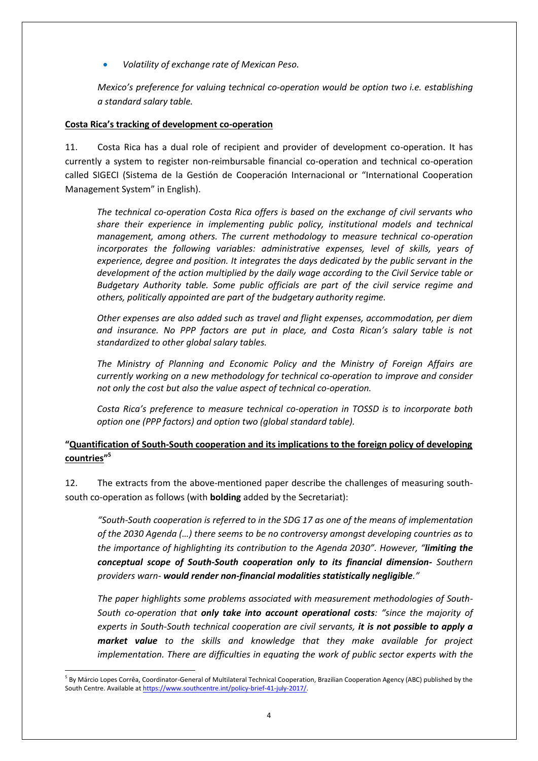- *Volatility of exchange rate of Mexican Peso.*

*Mexico's preference for valuing technical co-operation would be option two i.e. establishing a standard salary table.*

**Costa Rica's tracking of development co-operation**

11. Costa Rica has a dual role of recipient and provider of development co-operation. It has currently a system to register non-reimbursable financial co-operation and technical co-operation called SIGECI (Sistema de la Gestión de Cooperación Internacional or "International Cooperation Management System" in English).

*The technical co-operation Costa Rica offers is based on the exchange of civil servants who share their experience in implementing public policy, institutional models and technical management, among others. The current methodology to measure technical co-operation incorporates the following variables: administrative expenses, level of skills, years of experience, degree and position. It integrates the days dedicated by the public servant in the development of the action multiplied by the daily wage according to the Civil Service table or Budgetary Authority table. Some public officials are part of the civil service regime and others, politically appointed are part of the budgetary authority regime.*

*Other expenses are also added such as travel and flight expenses, accommodation, per diem and insurance. No PPP factors are put in place, and Costa Rican's salary table is not standardized to other global salary tables.*

*The Ministry of Planning and Economic Policy and the Ministry of Foreign Affairs are currently working on a new methodology for technical co-operation to improve and consider not only the cost but also the value aspect of technical co-operation.*

*Costa Rica's preference to measure technical co-operation in TOSSD is to incorporate both option one (PPP factors) and option two (global standard table).*

**"Quantification of South-South cooperation and its implications to the foreign policy of developing countries"[5]**

12. The extracts from the above-mentioned paper describe the challenges of measuring south-south co-operation as follows (with **bolding** added by the Secretariat):

*"South-South cooperation is referred to in the SDG 17 as one of the means of implementation of the 2030 Agenda (…) there seems to be no controversy amongst developing countries as to the importance of highlighting its contribution to the Agenda 2030". However, "**limiting the conceptual scope of South-South cooperation only to its financial dimension-** Southern providers warn- **would render non-financial modalities statistically negligible**."*

*The paper highlights some problems associated with measurement methodologies of South-South co-operation that **only take into account operational costs**: "since the majority of experts in South-South technical cooperation are civil servants, **it is not possible to apply a market value** to the skills and knowledge that they make available for project implementation. There are difficulties in equating the work of public sector experts with the*

[5] By Márcio Lopes Corrêa, Coordinator-General of Multilateral Technical Cooperation, Brazilian Cooperation Agency (ABC) published by the South Centre. Available at https://www.southcentre.int/policy-brief-41-july-2017/.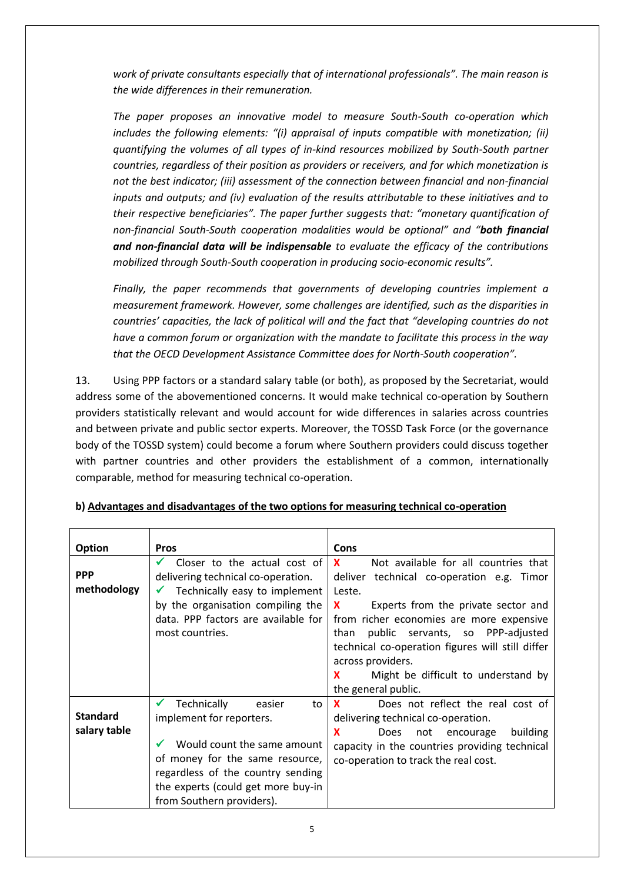*work of private consultants especially that of international professionals". The main reason is the wide differences in their remuneration.*

*The paper proposes an innovative model to measure South-South co-operation which includes the following elements: "(i) appraisal of inputs compatible with monetization; (ii) quantifying the volumes of all types of in-kind resources mobilized by South-South partner countries, regardless of their position as providers or receivers, and for which monetization is not the best indicator; (iii) assessment of the connection between financial and non-financial inputs and outputs; and (iv) evaluation of the results attributable to these initiatives and to their respective beneficiaries". The paper further suggests that: "monetary quantification of non-financial South-South cooperation modalities would be optional" and "**both financial and non-financial data will be indispensable** to evaluate the efficacy of the contributions mobilized through South-South cooperation in producing socio-economic results".*

*Finally, the paper recommends that governments of developing countries implement a measurement framework. However, some challenges are identified, such as the disparities in countries' capacities, the lack of political will and the fact that "developing countries do not have a common forum or organization with the mandate to facilitate this process in the way that the OECD Development Assistance Committee does for North-South cooperation".*

13. Using PPP factors or a standard salary table (or both), as proposed by the Secretariat, would address some of the abovementioned concerns. It would make technical co-operation by Southern providers statistically relevant and would account for wide differences in salaries across countries and between private and public sector experts. Moreover, the TOSSD Task Force (or the governance body of the TOSSD system) could become a forum where Southern providers could discuss together with partner countries and other providers the establishment of a common, internationally comparable, method for measuring technical co-operation.

**b) Advantages and disadvantages of the two options for measuring technical co-operation**

| Option | Pros | Cons |
|---|---|---|
| **PPP methodology** | ✔ Closer to the actual cost of delivering technical co-operation.<br>✔ Technically easy to implement by the organisation compiling the data. PPP factors are available for most countries. | **X** Not available for all countries that deliver technical co-operation e.g. Timor Leste.<br>**X** Experts from the private sector and from richer economies are more expensive than public servants, so PPP-adjusted technical co-operation figures will still differ across providers.<br>**X** Might be difficult to understand by the general public. |
| **Standard salary table** | ✔ Technically easier to implement for reporters.<br>✔ Would count the same amount of money for the same resource, regardless of the country sending the experts (could get more buy-in from Southern providers). | **X** Does not reflect the real cost of delivering technical co-operation.<br>**X** Does not encourage building capacity in the countries providing technical co-operation to track the real cost. |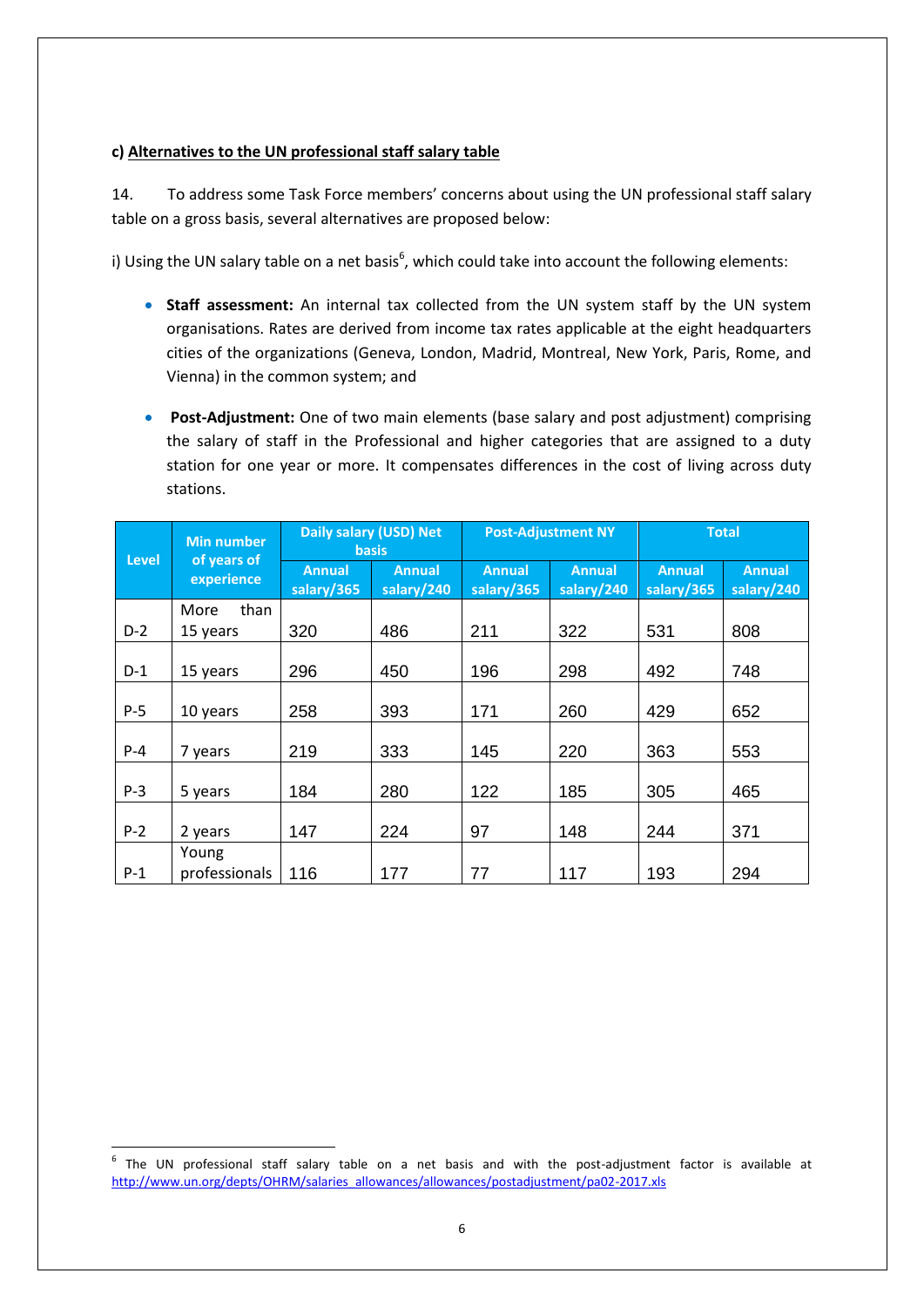**c) Alternatives to the UN professional staff salary table**

14. To address some Task Force members' concerns about using the UN professional staff salary table on a gross basis, several alternatives are proposed below:

i) Using the UN salary table on a net basis[6], which could take into account the following elements:

- **Staff assessment:** An internal tax collected from the UN system staff by the UN system organisations. Rates are derived from income tax rates applicable at the eight headquarters cities of the organizations (Geneva, London, Madrid, Montreal, New York, Paris, Rome, and Vienna) in the common system; and

- **Post-Adjustment:** One of two main elements (base salary and post adjustment) comprising the salary of staff in the Professional and higher categories that are assigned to a duty station for one year or more. It compensates differences in the cost of living across duty stations.

| Level | Min number of years of experience | Daily salary (USD) Net basis | | Post-Adjustment NY | | Total | |
|---|---|---|---|---|---|---|---|
| | | Annual salary/365 | Annual salary/240 | Annual salary/365 | Annual salary/240 | Annual salary/365 | Annual salary/240 |
| D-2 | More than 15 years | 320 | 486 | 211 | 322 | 531 | 808 |
| D-1 | 15 years | 296 | 450 | 196 | 298 | 492 | 748 |
| P-5 | 10 years | 258 | 393 | 171 | 260 | 429 | 652 |
| P-4 | 7 years | 219 | 333 | 145 | 220 | 363 | 553 |
| P-3 | 5 years | 184 | 280 | 122 | 185 | 305 | 465 |
| P-2 | 2 years | 147 | 224 | 97 | 148 | 244 | 371 |
| P-1 | Young professionals | 116 | 177 | 77 | 117 | 193 | 294 |

[6] The UN professional staff salary table on a net basis and with the post-adjustment factor is available at http://www.un.org/depts/OHRM/salaries_allowances/allowances/postadjustment/pa02-2017.xls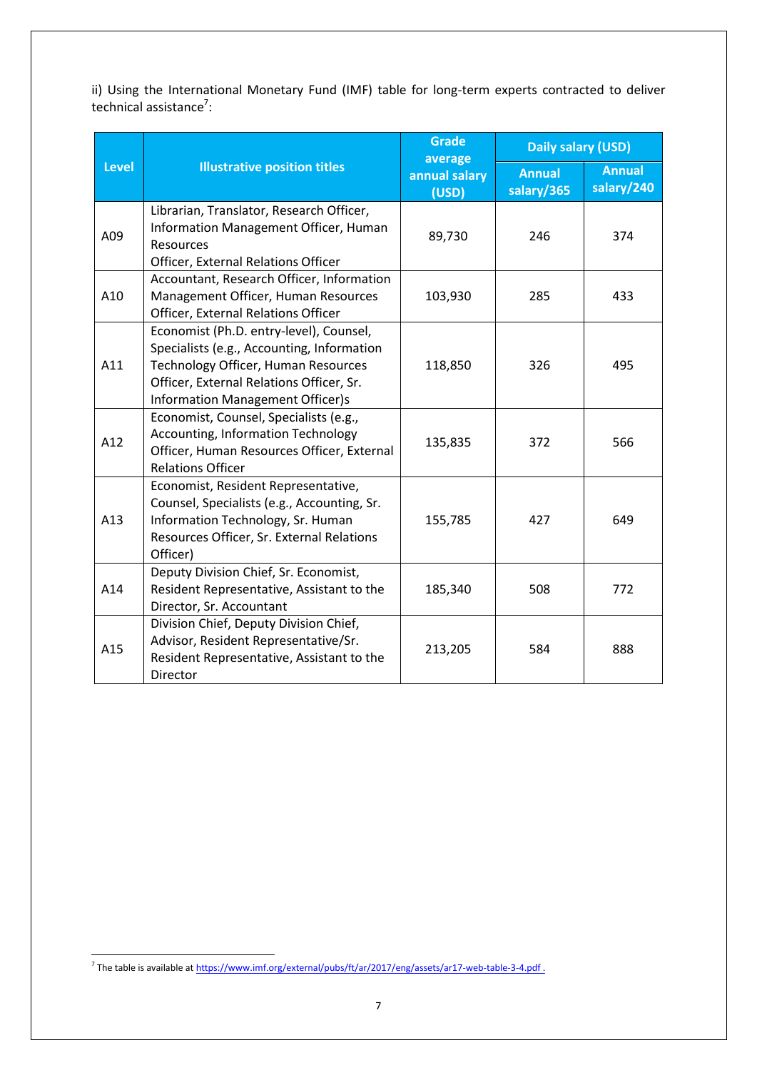ii) Using the International Monetary Fund (IMF) table for long-term experts contracted to deliver technical assistance[7]:

| Level | Illustrative position titles | Grade average annual salary (USD) | Daily salary (USD) | |
|---|---|---|---|---|
| | | | Annual salary/365 | Annual salary/240 |
| A09 | Librarian, Translator, Research Officer, Information Management Officer, Human Resources Officer, External Relations Officer | 89,730 | 246 | 374 |
| A10 | Accountant, Research Officer, Information Management Officer, Human Resources Officer, External Relations Officer | 103,930 | 285 | 433 |
| A11 | Economist (Ph.D. entry-level), Counsel, Specialists (e.g., Accounting, Information Technology Officer, Human Resources Officer, External Relations Officer, Sr. Information Management Officer)s | 118,850 | 326 | 495 |
| A12 | Economist, Counsel, Specialists (e.g., Accounting, Information Technology Officer, Human Resources Officer, External Relations Officer | 135,835 | 372 | 566 |
| A13 | Economist, Resident Representative, Counsel, Specialists (e.g., Accounting, Sr. Information Technology, Sr. Human Resources Officer, Sr. External Relations Officer) | 155,785 | 427 | 649 |
| A14 | Deputy Division Chief, Sr. Economist, Resident Representative, Assistant to the Director, Sr. Accountant | 185,340 | 508 | 772 |
| A15 | Division Chief, Deputy Division Chief, Advisor, Resident Representative/Sr. Resident Representative, Assistant to the Director | 213,205 | 584 | 888 |

[7] The table is available at https://www.imf.org/external/pubs/ft/ar/2017/eng/assets/ar17-web-table-3-4.pdf .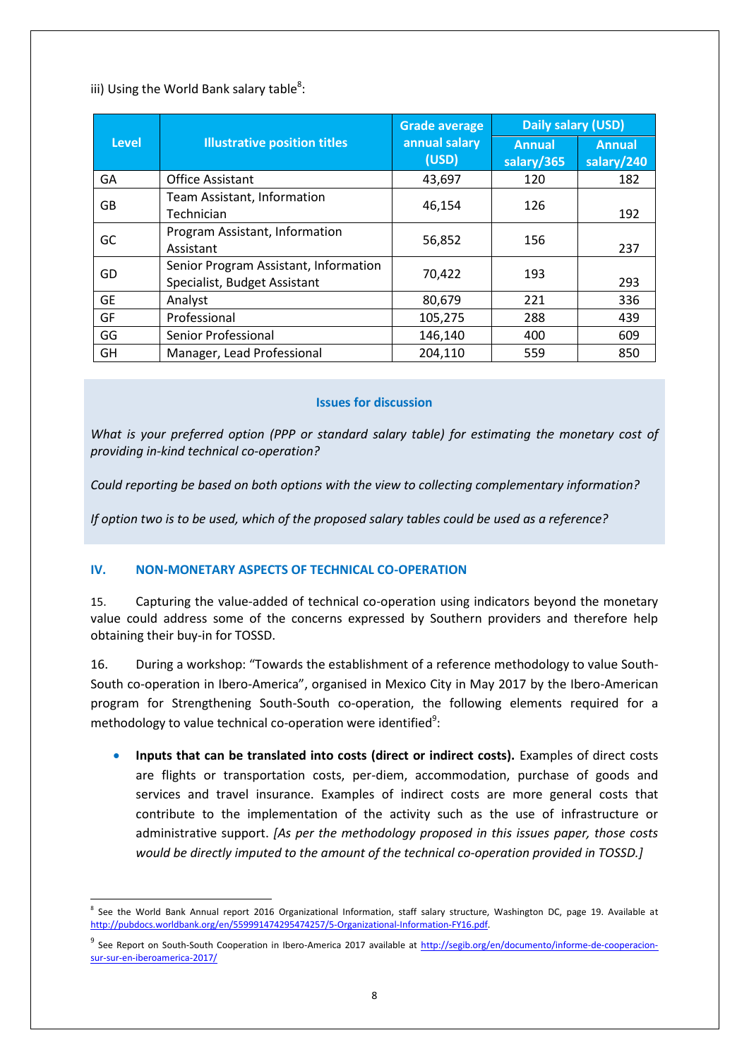iii) Using the World Bank salary table[8]:

| Level | Illustrative position titles | Grade average annual salary (USD) | Daily salary (USD) | |
|---|---|---|---|---|
| | | | Annual salary/365 | Annual salary/240 |
| GA | Office Assistant | 43,697 | 120 | 182 |
| GB | Team Assistant, Information Technician | 46,154 | 126 | 192 |
| GC | Program Assistant, Information Assistant | 56,852 | 156 | 237 |
| GD | Senior Program Assistant, Information Specialist, Budget Assistant | 70,422 | 193 | 293 |
| GE | Analyst | 80,679 | 221 | 336 |
| GF | Professional | 105,275 | 288 | 439 |
| GG | Senior Professional | 146,140 | 400 | 609 |
| GH | Manager, Lead Professional | 204,110 | 559 | 850 |

**Issues for discussion**

*What is your preferred option (PPP or standard salary table) for estimating the monetary cost of providing in-kind technical co-operation?*

*Could reporting be based on both options with the view to collecting complementary information?*

*If option two is to be used, which of the proposed salary tables could be used as a reference?*

## IV. NON-MONETARY ASPECTS OF TECHNICAL CO-OPERATION

15. Capturing the value-added of technical co-operation using indicators beyond the monetary value could address some of the concerns expressed by Southern providers and therefore help obtaining their buy-in for TOSSD.

16. During a workshop: "Towards the establishment of a reference methodology to value South-South co-operation in Ibero-America", organised in Mexico City in May 2017 by the Ibero-American program for Strengthening South-South co-operation, the following elements required for a methodology to value technical co-operation were identified[9]:

- **Inputs that can be translated into costs (direct or indirect costs).** Examples of direct costs are flights or transportation costs, per-diem, accommodation, purchase of goods and services and travel insurance. Examples of indirect costs are more general costs that contribute to the implementation of the activity such as the use of infrastructure or administrative support. *[As per the methodology proposed in this issues paper, those costs would be directly imputed to the amount of the technical co-operation provided in TOSSD.]*

---

[8] See the World Bank Annual report 2016 Organizational Information, staff salary structure, Washington DC, page 19. Available at http://pubdocs.worldbank.org/en/559991474295474257/5-Organizational-Information-FY16.pdf.

[9] See Report on South-South Cooperation in Ibero-America 2017 available at http://segib.org/en/documento/informe-de-cooperacion-sur-sur-en-iberoamerica-2017/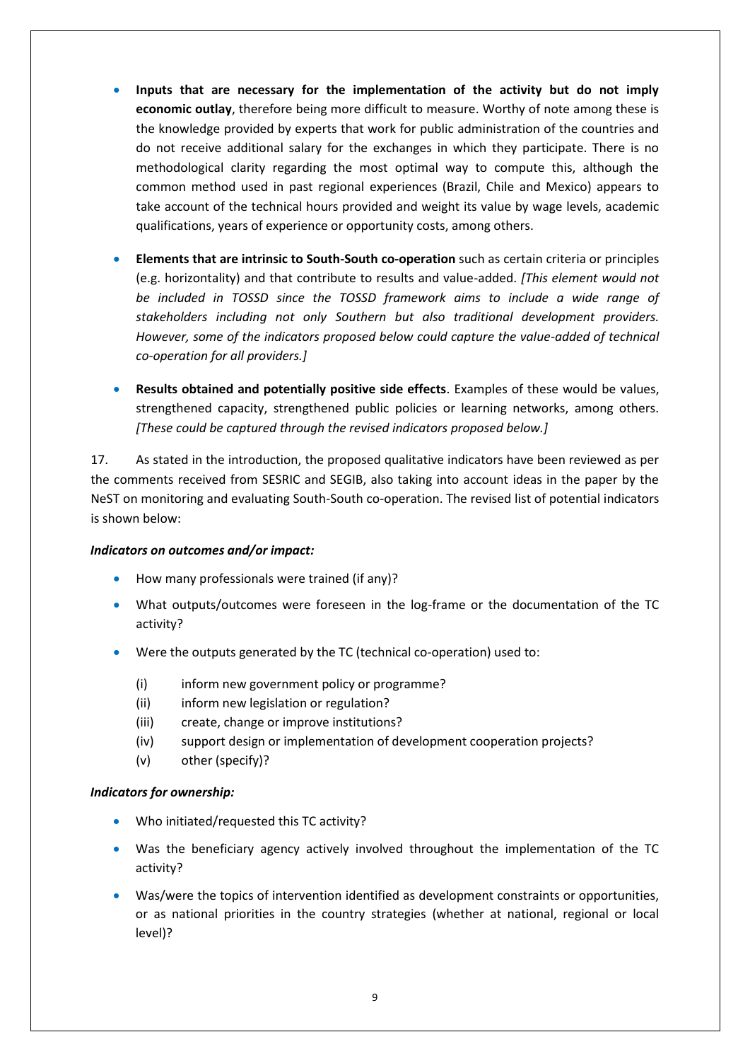- **Inputs that are necessary for the implementation of the activity but do not imply economic outlay**, therefore being more difficult to measure. Worthy of note among these is the knowledge provided by experts that work for public administration of the countries and do not receive additional salary for the exchanges in which they participate. There is no methodological clarity regarding the most optimal way to compute this, although the common method used in past regional experiences (Brazil, Chile and Mexico) appears to take account of the technical hours provided and weight its value by wage levels, academic qualifications, years of experience or opportunity costs, among others.

- **Elements that are intrinsic to South-South co-operation** such as certain criteria or principles (e.g. horizontality) and that contribute to results and value-added. *[This element would not be included in TOSSD since the TOSSD framework aims to include a wide range of stakeholders including not only Southern but also traditional development providers. However, some of the indicators proposed below could capture the value-added of technical co-operation for all providers.]*

- **Results obtained and potentially positive side effects**. Examples of these would be values, strengthened capacity, strengthened public policies or learning networks, among others. *[These could be captured through the revised indicators proposed below.]*

17. As stated in the introduction, the proposed qualitative indicators have been reviewed as per the comments received from SESRIC and SEGIB, also taking into account ideas in the paper by the NeST on monitoring and evaluating South-South co-operation. The revised list of potential indicators is shown below:

***Indicators on outcomes and/or impact:***

- How many professionals were trained (if any)?
- What outputs/outcomes were foreseen in the log-frame or the documentation of the TC activity?
- Were the outputs generated by the TC (technical co-operation) used to:
  - (i) inform new government policy or programme?
  - (ii) inform new legislation or regulation?
  - (iii) create, change or improve institutions?
  - (iv) support design or implementation of development cooperation projects?
  - (v) other (specify)?

***Indicators for ownership:***

- Who initiated/requested this TC activity?
- Was the beneficiary agency actively involved throughout the implementation of the TC activity?
- Was/were the topics of intervention identified as development constraints or opportunities, or as national priorities in the country strategies (whether at national, regional or local level)?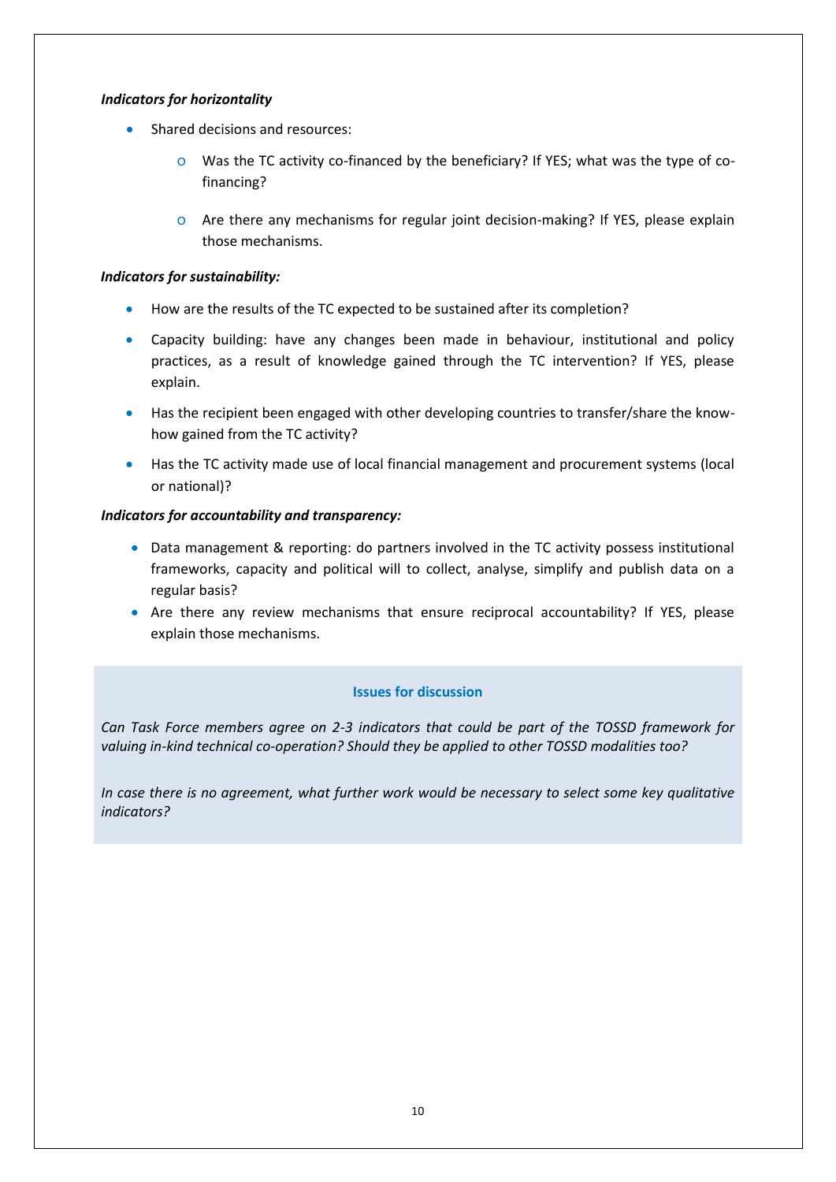***Indicators for horizontality***

- Shared decisions and resources:
  - Was the TC activity co-financed by the beneficiary? If YES; what was the type of co-financing?
  - Are there any mechanisms for regular joint decision-making? If YES, please explain those mechanisms.

***Indicators for sustainability:***

- How are the results of the TC expected to be sustained after its completion?
- Capacity building: have any changes been made in behaviour, institutional and policy practices, as a result of knowledge gained through the TC intervention? If YES, please explain.
- Has the recipient been engaged with other developing countries to transfer/share the know-how gained from the TC activity?
- Has the TC activity made use of local financial management and procurement systems (local or national)?

***Indicators for accountability and transparency:***

- Data management & reporting: do partners involved in the TC activity possess institutional frameworks, capacity and political will to collect, analyse, simplify and publish data on a regular basis?
- Are there any review mechanisms that ensure reciprocal accountability? If YES, please explain those mechanisms.

**Issues for discussion**

*Can Task Force members agree on 2-3 indicators that could be part of the TOSSD framework for valuing in-kind technical co-operation? Should they be applied to other TOSSD modalities too?*

*In case there is no agreement, what further work would be necessary to select some key qualitative indicators?*